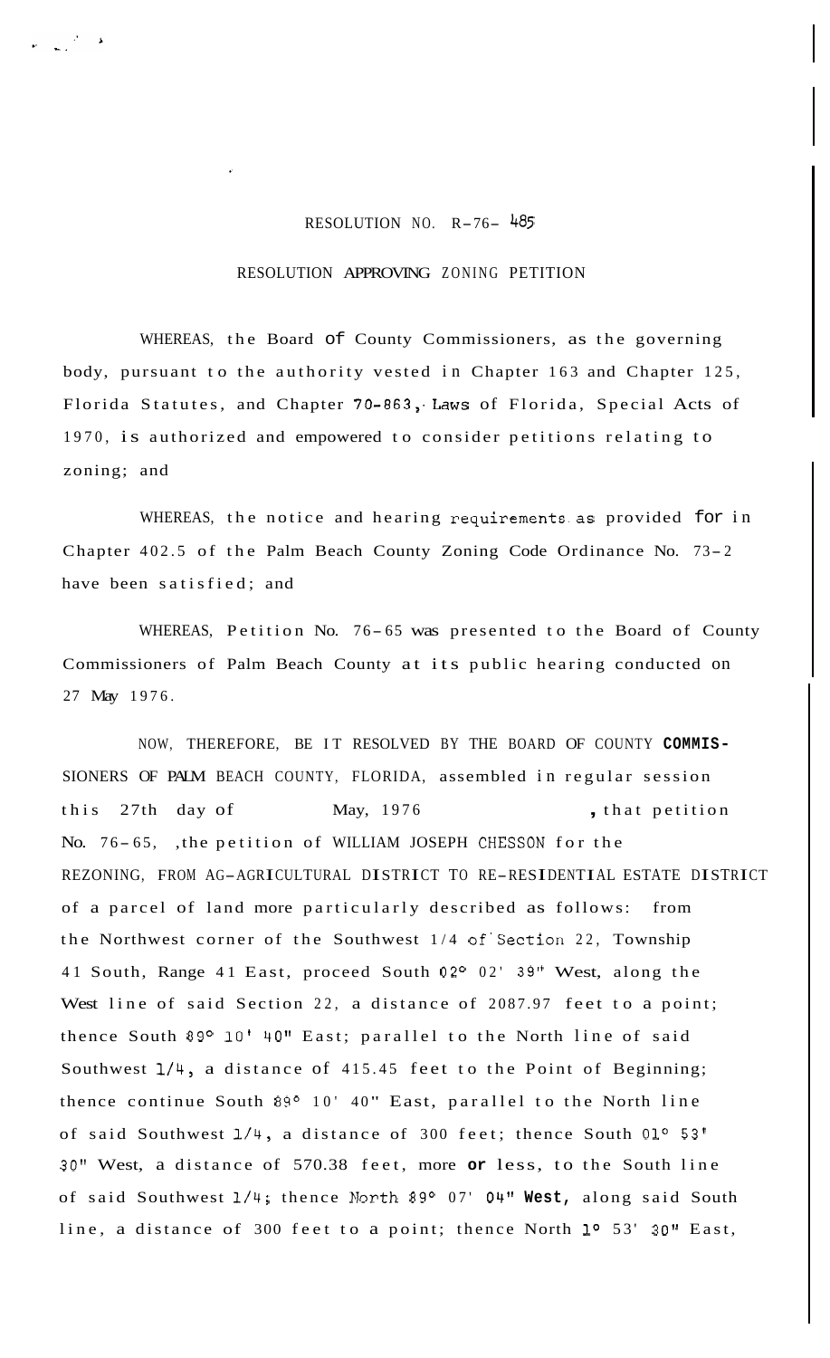RESOLUTION NO. R-76- 485

RESOLUTION APPROVING ZONING PETITION

WHEREAS, the Board of County Commissioners, as the governing body, pursuant to the authority vested in Chapter 163 and Chapter 125, Florida Statutes, and Chapter 70-863, Laws of Florida, Special Acts of 1970, is authorized and empowered to consider petitions relating to zoning; and

WHEREAS, the notice and hearing requirements as provided for in Chapter 402.5 of the Palm Beach County Zoning Code Ordinance No. 73-2 have been satisfied; and

WHEREAS, Petition No. 76-65 was presented to the Board of County Commissioners of Palm Beach County at its public hearing conducted on 27 May 1976.

NOW, THEREFORE, BE IT RESOLVED BY THE BOARD OF COUNTY **COMMIS-**SIONERS OF PALM BEACH COUNTY, FLORIDA, assembled in regular session this 27th day of May, 1976, that petition No. 76-65, ,the petition of WILLIAM JOSEPH CHESSON for the REZONING, FROM AG-AGRICULTURAL DISTRICT TO RE-RESIDENTIAL ESTATE DISTRICT of a parcel of land more particularly described as follows: from the Northwest corner of the Southwest 1/4 of Section 22, Township 41 South, Range 41 East, proceed South 02° 02' 39" West, along the West line of said Section 22, a distance of 2087.97 feet to a point; thence South 89° 10' 40" East; parallel to the North line of said Southwest 1/4, a distance of 415.45 feet to the Point of Beginning; thence continue South 89° 10' 40" East, parallel to the North line of said Southwest 1/4, a distance of 300 feet; thence South 01° 53' 30" West, a distance of 570.38 feet, more **or** less, to the South line of said Southwest 1/4; thence North 89° 07' 04" **West,** along said South line, a distance of 300 feet to a point; thence North 1° 53' 30" East,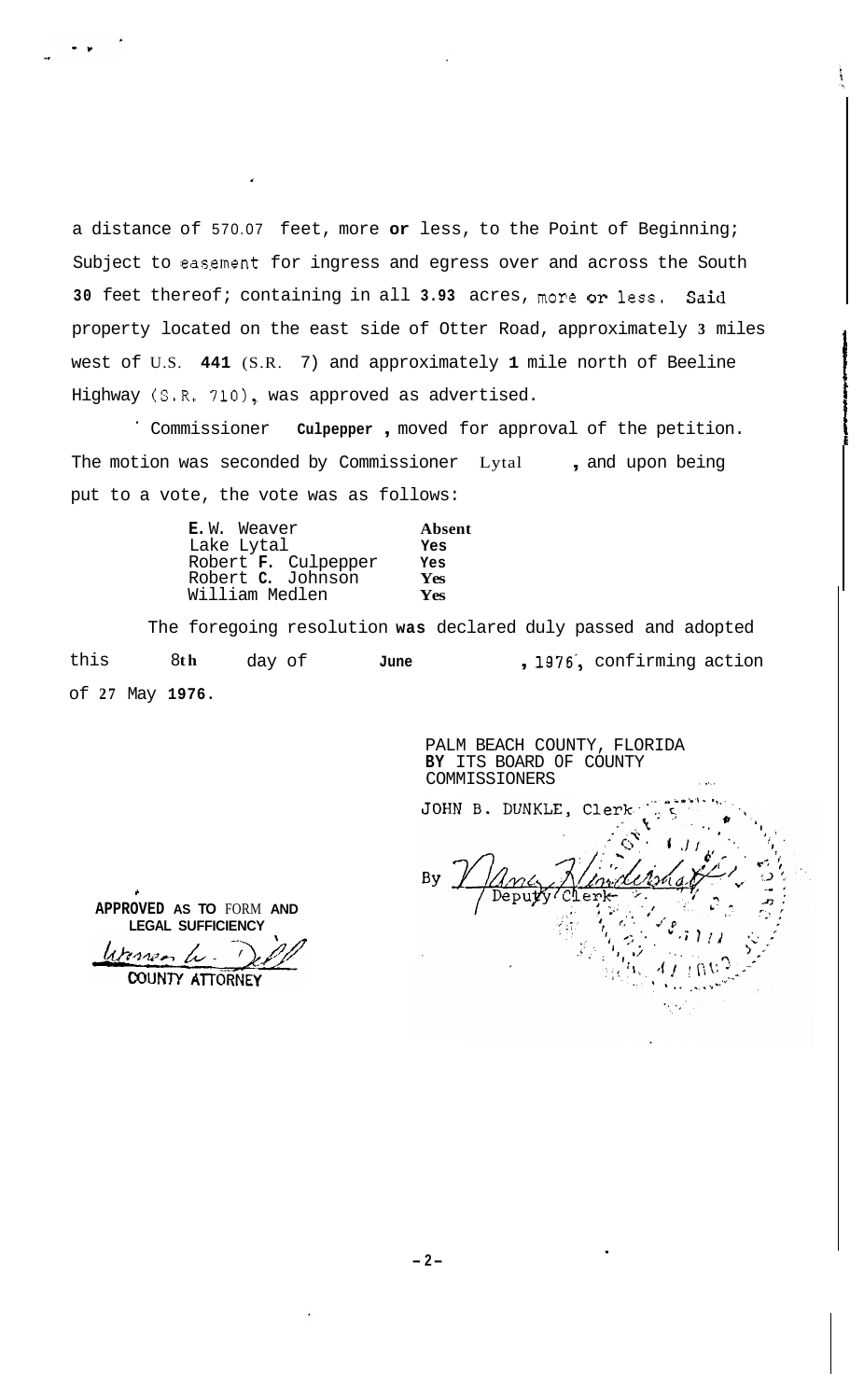a distance of 570.07 feet, more or less, to the Point of Beginning; Subject to easement for ingress and egress over and across the South 30 feet thereof; containing in all 3.93 acres, more or less. Said property located on the east side of Otter Road, approximately 3 miles west of U.S. 441 (S.R. 7) and approximately 1 mile north of Beeline Highway (S.R. 710), was approved as advertised.

Commissioner Culpepper, moved for approval of the petition. The motion was seconded by Commissioner Lytal, and upon being put to a vote, the vote was as follows:

| | |
|---|---|
| E. W. Weaver | Absent |
| Lake Lytal | Yes |
| Robert F. Culpepper | Yes |
| Robert C. Johnson | Yes |
| William Medlen | Yes |

The foregoing resolution was declared duly passed and adopted this 8th day of June, 1976, confirming action of 27 May 1976.

PALM BEACH COUNTY, FLORIDA
BY ITS BOARD OF COUNTY COMMISSIONERS

JOHN B. DUNKLE, Clerk

By ______________________
Deputy Clerk

APPROVED AS TO FORM AND LEGAL SUFFICIENCY

______________________
COUNTY ATTORNEY